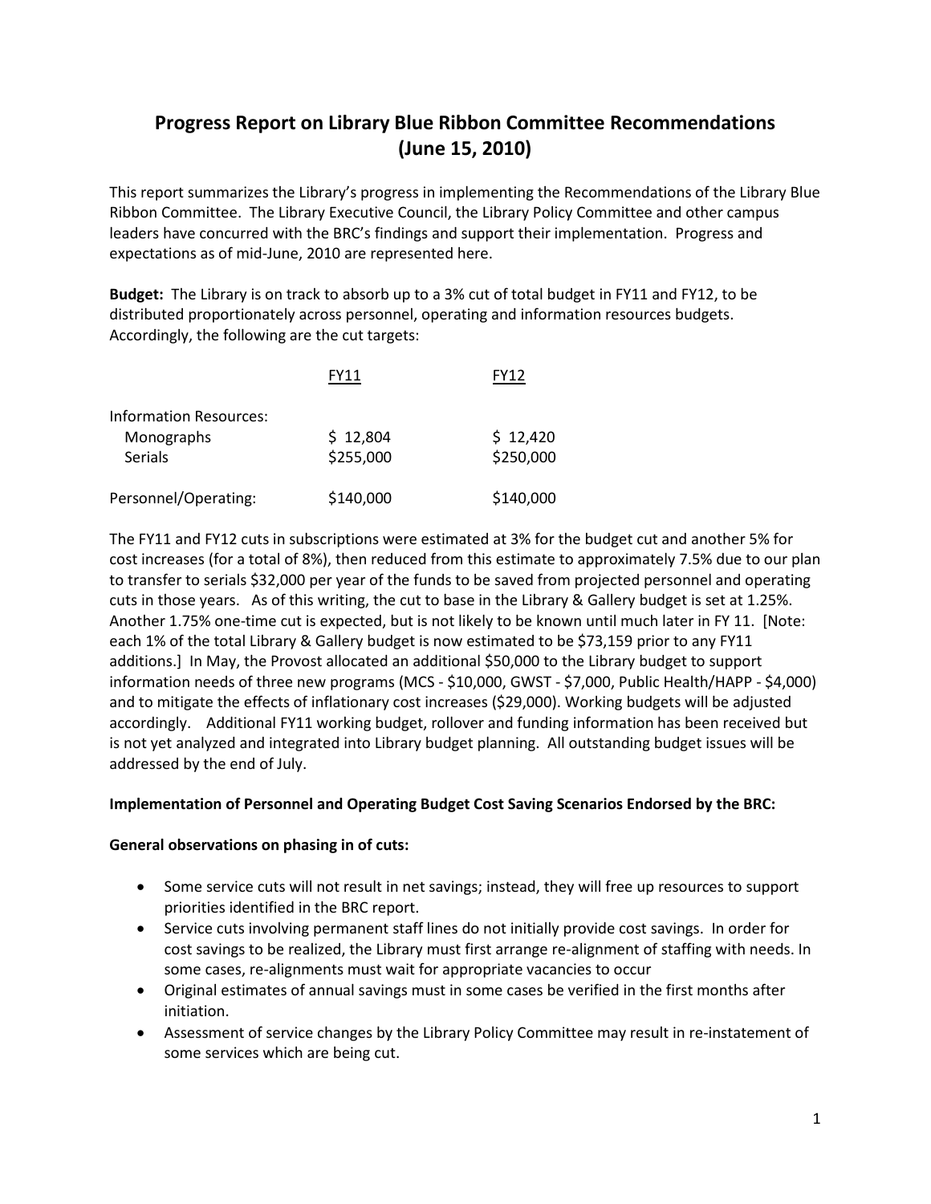# Progress Report on Library Blue Ribbon Committee Recommendations (June 15, 2010)

This report summarizes the Library's progress in implementing the Recommendations of the Library Blue Ribbon Committee. The Library Executive Council, the Library Policy Committee and other campus leaders have concurred with the BRC's findings and support their implementation. Progress and expectations as of mid-June, 2010 are represented here.

**Budget:** The Library is on track to absorb up to a 3% cut of total budget in FY11 and FY12, to be distributed proportionately across personnel, operating and information resources budgets. Accordingly, the following are the cut targets:

| | FY11 | FY12 |
|---|---|---|
| Information Resources: | | |
| Monographs | $ 12,804 | $ 12,420 |
| Serials | $255,000 | $250,000 |
| Personnel/Operating: | $140,000 | $140,000 |

The FY11 and FY12 cuts in subscriptions were estimated at 3% for the budget cut and another 5% for cost increases (for a total of 8%), then reduced from this estimate to approximately 7.5% due to our plan to transfer to serials $32,000 per year of the funds to be saved from projected personnel and operating cuts in those years. As of this writing, the cut to base in the Library & Gallery budget is set at 1.25%. Another 1.75% one-time cut is expected, but is not likely to be known until much later in FY 11. [Note: each 1% of the total Library & Gallery budget is now estimated to be $73,159 prior to any FY11 additions.] In May, the Provost allocated an additional $50,000 to the Library budget to support information needs of three new programs (MCS - $10,000, GWST - $7,000, Public Health/HAPP - $4,000) and to mitigate the effects of inflationary cost increases ($29,000). Working budgets will be adjusted accordingly. Additional FY11 working budget, rollover and funding information has been received but is not yet analyzed and integrated into Library budget planning. All outstanding budget issues will be addressed by the end of July.

**Implementation of Personnel and Operating Budget Cost Saving Scenarios Endorsed by the BRC:**

**General observations on phasing in of cuts:**

- Some service cuts will not result in net savings; instead, they will free up resources to support priorities identified in the BRC report.
- Service cuts involving permanent staff lines do not initially provide cost savings. In order for cost savings to be realized, the Library must first arrange re-alignment of staffing with needs. In some cases, re-alignments must wait for appropriate vacancies to occur
- Original estimates of annual savings must in some cases be verified in the first months after initiation.
- Assessment of service changes by the Library Policy Committee may result in re-instatement of some services which are being cut.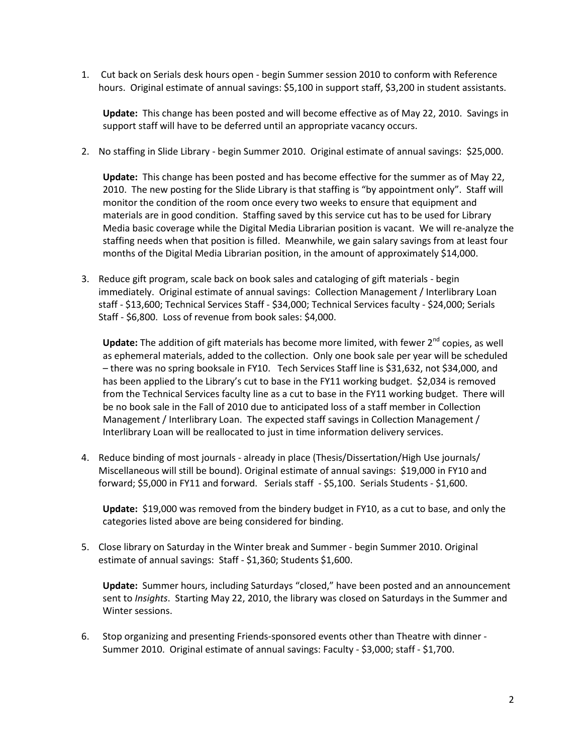1. Cut back on Serials desk hours open - begin Summer session 2010 to conform with Reference hours. Original estimate of annual savings: $5,100 in support staff, $3,200 in student assistants.

   **Update:** This change has been posted and will become effective as of May 22, 2010. Savings in support staff will have to be deferred until an appropriate vacancy occurs.

2. No staffing in Slide Library - begin Summer 2010. Original estimate of annual savings: $25,000.

   **Update:** This change has been posted and has become effective for the summer as of May 22, 2010. The new posting for the Slide Library is that staffing is "by appointment only". Staff will monitor the condition of the room once every two weeks to ensure that equipment and materials are in good condition. Staffing saved by this service cut has to be used for Library Media basic coverage while the Digital Media Librarian position is vacant. We will re-analyze the staffing needs when that position is filled. Meanwhile, we gain salary savings from at least four months of the Digital Media Librarian position, in the amount of approximately $14,000.

3. Reduce gift program, scale back on book sales and cataloging of gift materials - begin immediately. Original estimate of annual savings: Collection Management / Interlibrary Loan staff - $13,600; Technical Services Staff - $34,000; Technical Services faculty - $24,000; Serials Staff - $6,800. Loss of revenue from book sales: $4,000.

   **Update:** The addition of gift materials has become more limited, with fewer 2nd copies, as well as ephemeral materials, added to the collection. Only one book sale per year will be scheduled – there was no spring booksale in FY10. Tech Services Staff line is $31,632, not $34,000, and has been applied to the Library's cut to base in the FY11 working budget. $2,034 is removed from the Technical Services faculty line as a cut to base in the FY11 working budget. There will be no book sale in the Fall of 2010 due to anticipated loss of a staff member in Collection Management / Interlibrary Loan. The expected staff savings in Collection Management / Interlibrary Loan will be reallocated to just in time information delivery services.

4. Reduce binding of most journals - already in place (Thesis/Dissertation/High Use journals/ Miscellaneous will still be bound). Original estimate of annual savings: $19,000 in FY10 and forward; $5,000 in FY11 and forward. Serials staff - $5,100. Serials Students - $1,600.

   **Update:** $19,000 was removed from the bindery budget in FY10, as a cut to base, and only the categories listed above are being considered for binding.

5. Close library on Saturday in the Winter break and Summer - begin Summer 2010. Original estimate of annual savings: Staff - $1,360; Students $1,600.

   **Update:** Summer hours, including Saturdays "closed," have been posted and an announcement sent to *Insights*. Starting May 22, 2010, the library was closed on Saturdays in the Summer and Winter sessions.

6. Stop organizing and presenting Friends-sponsored events other than Theatre with dinner - Summer 2010. Original estimate of annual savings: Faculty - $3,000; staff - $1,700.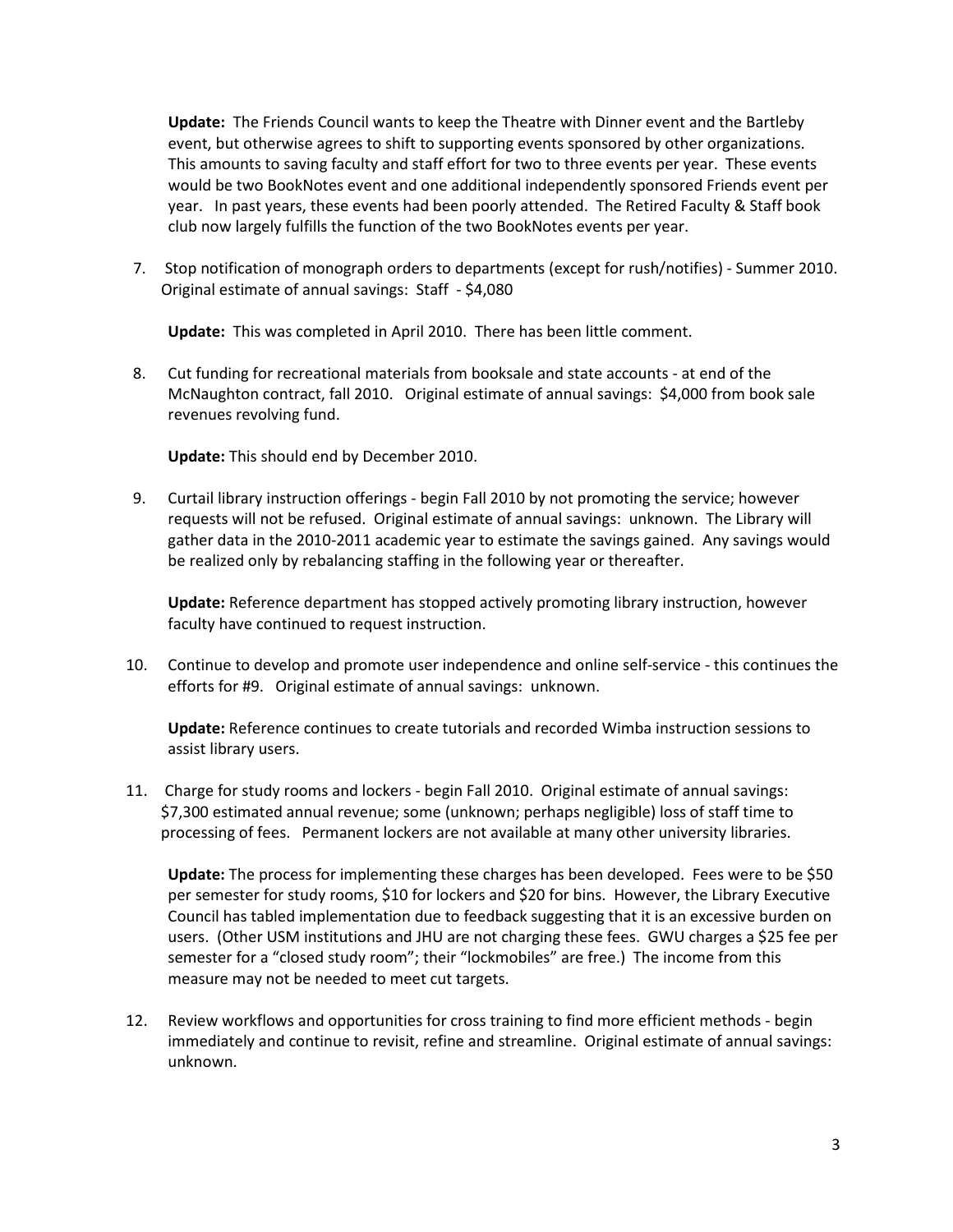**Update:** The Friends Council wants to keep the Theatre with Dinner event and the Bartleby event, but otherwise agrees to shift to supporting events sponsored by other organizations. This amounts to saving faculty and staff effort for two to three events per year. These events would be two BookNotes event and one additional independently sponsored Friends event per year. In past years, these events had been poorly attended. The Retired Faculty & Staff book club now largely fulfills the function of the two BookNotes events per year.

7. Stop notification of monograph orders to departments (except for rush/notifies) - Summer 2010. Original estimate of annual savings: Staff - $4,080

   **Update:** This was completed in April 2010. There has been little comment.

8. Cut funding for recreational materials from booksale and state accounts - at end of the McNaughton contract, fall 2010. Original estimate of annual savings: $4,000 from book sale revenues revolving fund.

   **Update:** This should end by December 2010.

9. Curtail library instruction offerings - begin Fall 2010 by not promoting the service; however requests will not be refused. Original estimate of annual savings: unknown. The Library will gather data in the 2010-2011 academic year to estimate the savings gained. Any savings would be realized only by rebalancing staffing in the following year or thereafter.

   **Update:** Reference department has stopped actively promoting library instruction, however faculty have continued to request instruction.

10. Continue to develop and promote user independence and online self-service - this continues the efforts for #9. Original estimate of annual savings: unknown.

    **Update:** Reference continues to create tutorials and recorded Wimba instruction sessions to assist library users.

11. Charge for study rooms and lockers - begin Fall 2010. Original estimate of annual savings: $7,300 estimated annual revenue; some (unknown; perhaps negligible) loss of staff time to processing of fees. Permanent lockers are not available at many other university libraries.

    **Update:** The process for implementing these charges has been developed. Fees were to be $50 per semester for study rooms, $10 for lockers and $20 for bins. However, the Library Executive Council has tabled implementation due to feedback suggesting that it is an excessive burden on users. (Other USM institutions and JHU are not charging these fees. GWU charges a $25 fee per semester for a "closed study room"; their "lockmobiles" are free.) The income from this measure may not be needed to meet cut targets.

12. Review workflows and opportunities for cross training to find more efficient methods - begin immediately and continue to revisit, refine and streamline. Original estimate of annual savings: unknown.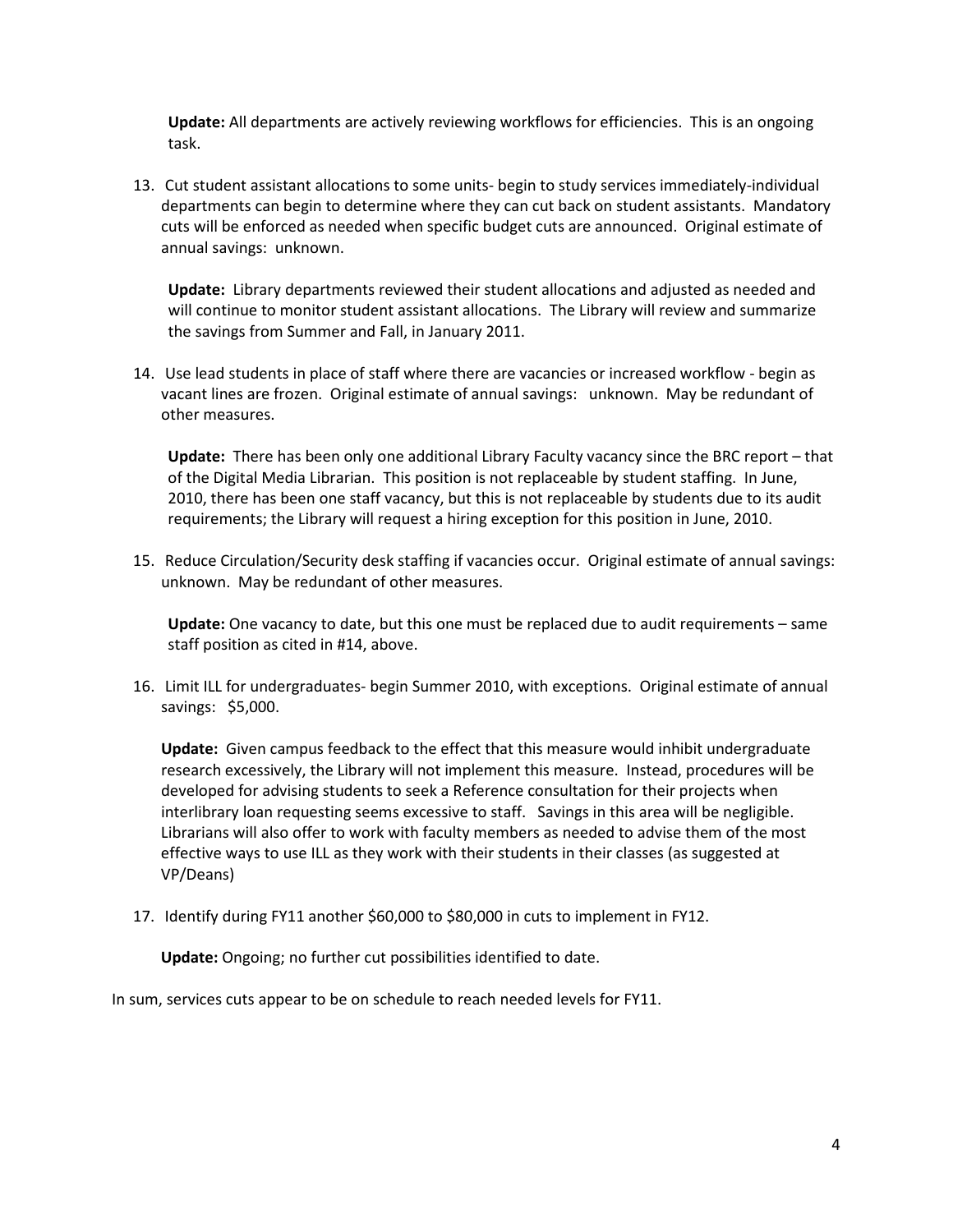**Update:** All departments are actively reviewing workflows for efficiencies. This is an ongoing task.

13. Cut student assistant allocations to some units- begin to study services immediately-individual departments can begin to determine where they can cut back on student assistants. Mandatory cuts will be enforced as needed when specific budget cuts are announced. Original estimate of annual savings: unknown.

    **Update:** Library departments reviewed their student allocations and adjusted as needed and will continue to monitor student assistant allocations. The Library will review and summarize the savings from Summer and Fall, in January 2011.

14. Use lead students in place of staff where there are vacancies or increased workflow - begin as vacant lines are frozen. Original estimate of annual savings: unknown. May be redundant of other measures.

    **Update:** There has been only one additional Library Faculty vacancy since the BRC report – that of the Digital Media Librarian. This position is not replaceable by student staffing. In June, 2010, there has been one staff vacancy, but this is not replaceable by students due to its audit requirements; the Library will request a hiring exception for this position in June, 2010.

15. Reduce Circulation/Security desk staffing if vacancies occur. Original estimate of annual savings: unknown. May be redundant of other measures.

    **Update:** One vacancy to date, but this one must be replaced due to audit requirements – same staff position as cited in #14, above.

16. Limit ILL for undergraduates- begin Summer 2010, with exceptions. Original estimate of annual savings: $5,000.

    **Update:** Given campus feedback to the effect that this measure would inhibit undergraduate research excessively, the Library will not implement this measure. Instead, procedures will be developed for advising students to seek a Reference consultation for their projects when interlibrary loan requesting seems excessive to staff. Savings in this area will be negligible. Librarians will also offer to work with faculty members as needed to advise them of the most effective ways to use ILL as they work with their students in their classes (as suggested at VP/Deans)

17. Identify during FY11 another $60,000 to $80,000 in cuts to implement in FY12.

    **Update:** Ongoing; no further cut possibilities identified to date.

In sum, services cuts appear to be on schedule to reach needed levels for FY11.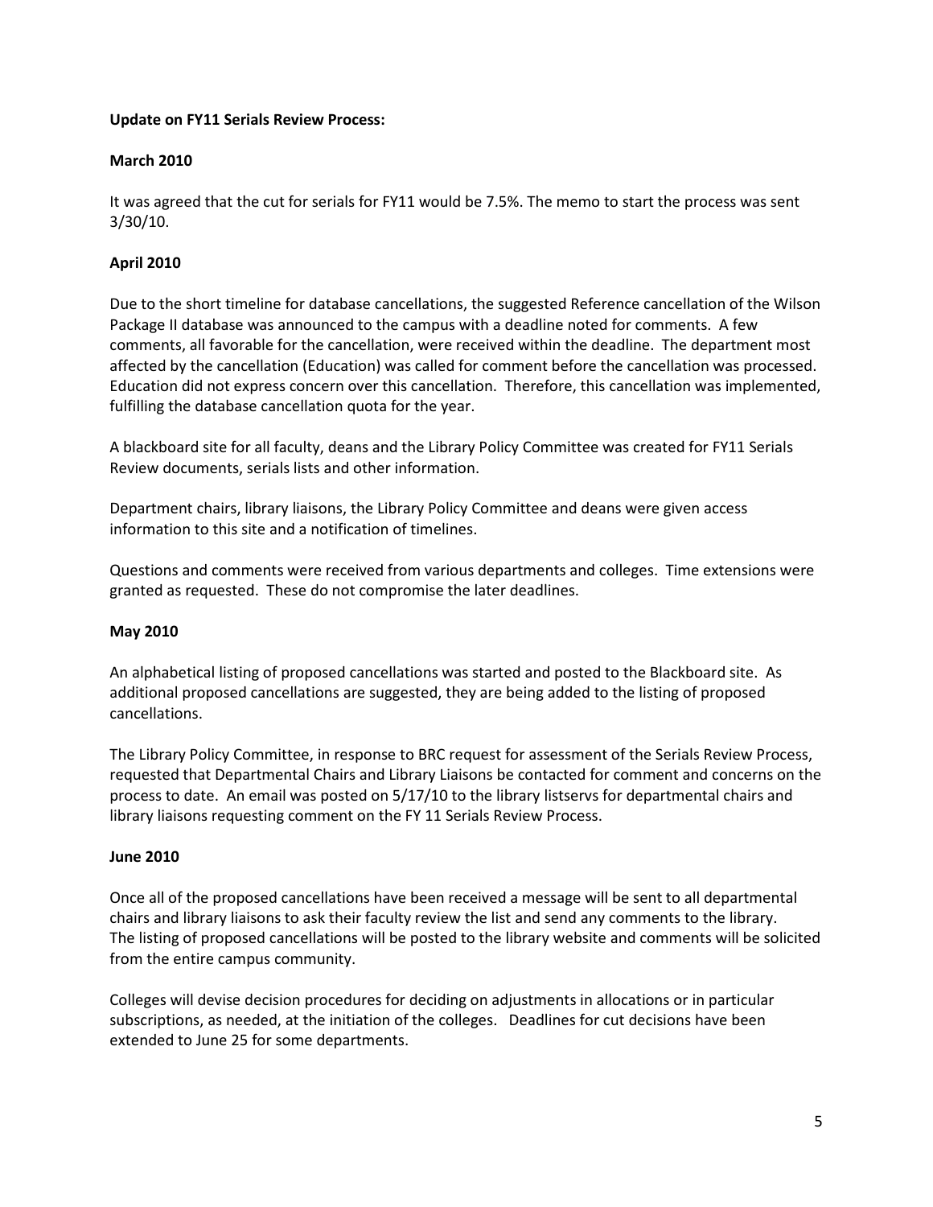**Update on FY11 Serials Review Process:**

**March 2010**

It was agreed that the cut for serials for FY11 would be 7.5%. The memo to start the process was sent 3/30/10.

**April 2010**

Due to the short timeline for database cancellations, the suggested Reference cancellation of the Wilson Package II database was announced to the campus with a deadline noted for comments. A few comments, all favorable for the cancellation, were received within the deadline. The department most affected by the cancellation (Education) was called for comment before the cancellation was processed. Education did not express concern over this cancellation. Therefore, this cancellation was implemented, fulfilling the database cancellation quota for the year.

A blackboard site for all faculty, deans and the Library Policy Committee was created for FY11 Serials Review documents, serials lists and other information.

Department chairs, library liaisons, the Library Policy Committee and deans were given access information to this site and a notification of timelines.

Questions and comments were received from various departments and colleges. Time extensions were granted as requested. These do not compromise the later deadlines.

**May 2010**

An alphabetical listing of proposed cancellations was started and posted to the Blackboard site. As additional proposed cancellations are suggested, they are being added to the listing of proposed cancellations.

The Library Policy Committee, in response to BRC request for assessment of the Serials Review Process, requested that Departmental Chairs and Library Liaisons be contacted for comment and concerns on the process to date. An email was posted on 5/17/10 to the library listservs for departmental chairs and library liaisons requesting comment on the FY 11 Serials Review Process.

**June 2010**

Once all of the proposed cancellations have been received a message will be sent to all departmental chairs and library liaisons to ask their faculty review the list and send any comments to the library. The listing of proposed cancellations will be posted to the library website and comments will be solicited from the entire campus community.

Colleges will devise decision procedures for deciding on adjustments in allocations or in particular subscriptions, as needed, at the initiation of the colleges. Deadlines for cut decisions have been extended to June 25 for some departments.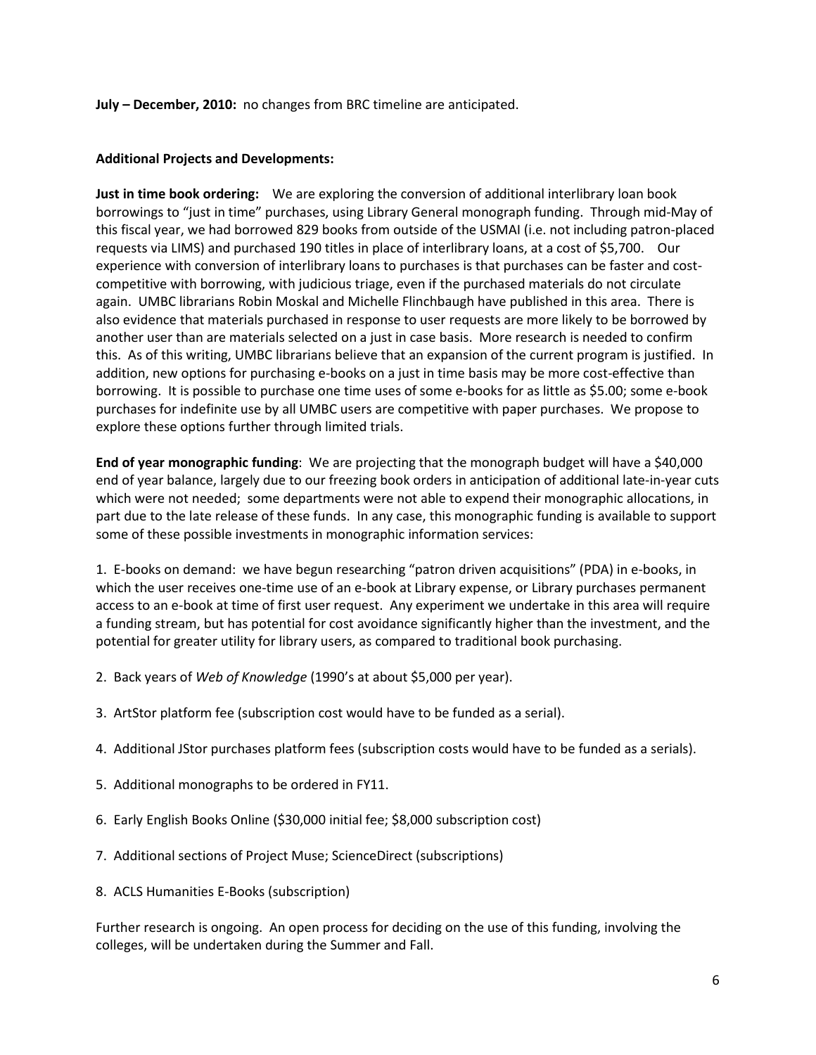**July – December, 2010:** no changes from BRC timeline are anticipated.

**Additional Projects and Developments:**

**Just in time book ordering:** We are exploring the conversion of additional interlibrary loan book borrowings to "just in time" purchases, using Library General monograph funding. Through mid-May of this fiscal year, we had borrowed 829 books from outside of the USMAI (i.e. not including patron-placed requests via LIMS) and purchased 190 titles in place of interlibrary loans, at a cost of $5,700. Our experience with conversion of interlibrary loans to purchases is that purchases can be faster and cost-competitive with borrowing, with judicious triage, even if the purchased materials do not circulate again. UMBC librarians Robin Moskal and Michelle Flinchbaugh have published in this area. There is also evidence that materials purchased in response to user requests are more likely to be borrowed by another user than are materials selected on a just in case basis. More research is needed to confirm this. As of this writing, UMBC librarians believe that an expansion of the current program is justified. In addition, new options for purchasing e-books on a just in time basis may be more cost-effective than borrowing. It is possible to purchase one time uses of some e-books for as little as $5.00; some e-book purchases for indefinite use by all UMBC users are competitive with paper purchases. We propose to explore these options further through limited trials.

**End of year monographic funding**: We are projecting that the monograph budget will have a $40,000 end of year balance, largely due to our freezing book orders in anticipation of additional late-in-year cuts which were not needed; some departments were not able to expend their monographic allocations, in part due to the late release of these funds. In any case, this monographic funding is available to support some of these possible investments in monographic information services:

1. E-books on demand: we have begun researching "patron driven acquisitions" (PDA) in e-books, in which the user receives one-time use of an e-book at Library expense, or Library purchases permanent access to an e-book at time of first user request. Any experiment we undertake in this area will require a funding stream, but has potential for cost avoidance significantly higher than the investment, and the potential for greater utility for library users, as compared to traditional book purchasing.

2. Back years of *Web of Knowledge* (1990's at about $5,000 per year).

3. ArtStor platform fee (subscription cost would have to be funded as a serial).

4. Additional JStor purchases platform fees (subscription costs would have to be funded as a serials).

5. Additional monographs to be ordered in FY11.

6. Early English Books Online ($30,000 initial fee; $8,000 subscription cost)

7. Additional sections of Project Muse; ScienceDirect (subscriptions)

8. ACLS Humanities E-Books (subscription)

Further research is ongoing. An open process for deciding on the use of this funding, involving the colleges, will be undertaken during the Summer and Fall.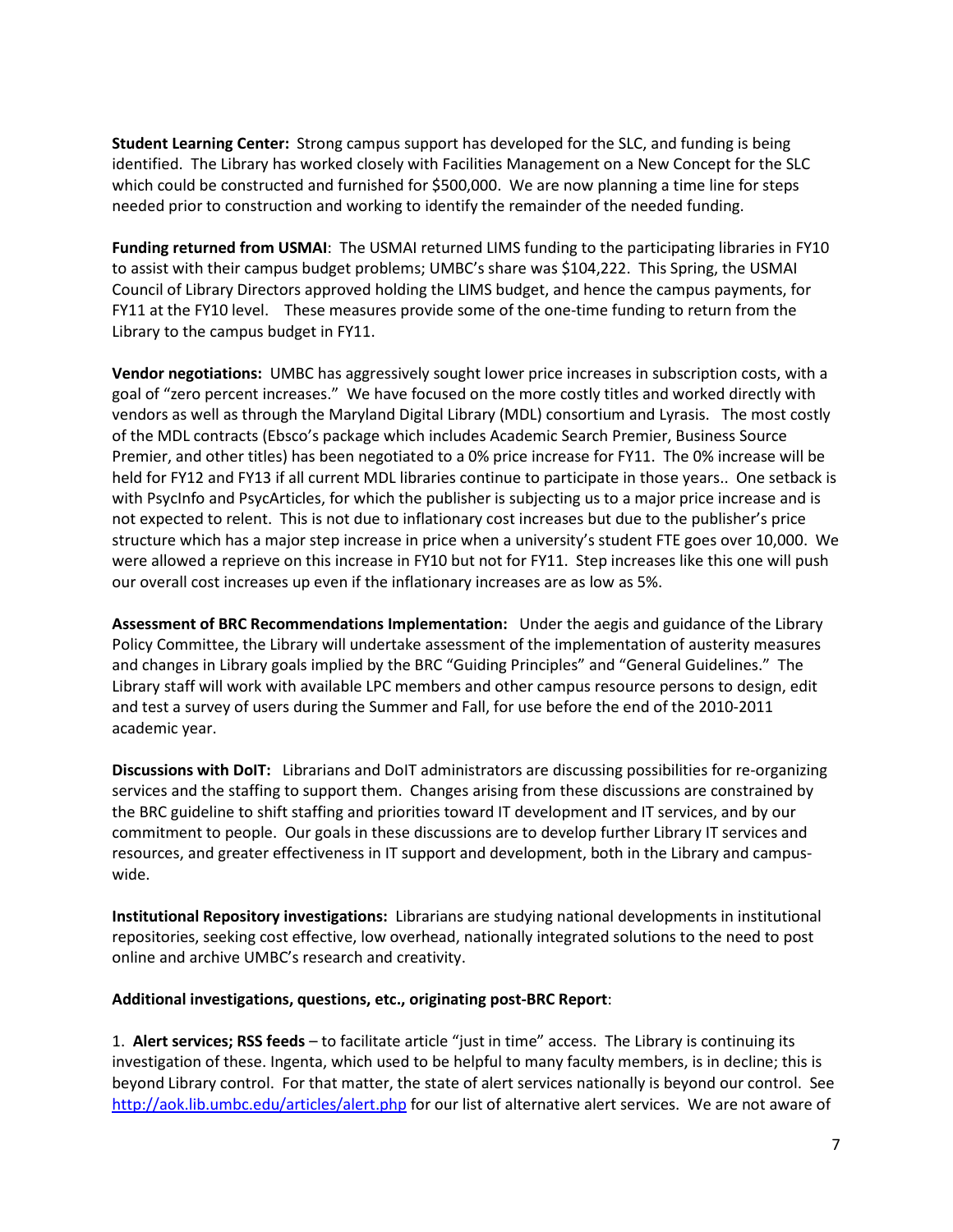**Student Learning Center:** Strong campus support has developed for the SLC, and funding is being identified. The Library has worked closely with Facilities Management on a New Concept for the SLC which could be constructed and furnished for $500,000. We are now planning a time line for steps needed prior to construction and working to identify the remainder of the needed funding.

**Funding returned from USMAI**: The USMAI returned LIMS funding to the participating libraries in FY10 to assist with their campus budget problems; UMBC's share was $104,222. This Spring, the USMAI Council of Library Directors approved holding the LIMS budget, and hence the campus payments, for FY11 at the FY10 level. These measures provide some of the one-time funding to return from the Library to the campus budget in FY11.

**Vendor negotiations:** UMBC has aggressively sought lower price increases in subscription costs, with a goal of "zero percent increases." We have focused on the more costly titles and worked directly with vendors as well as through the Maryland Digital Library (MDL) consortium and Lyrasis. The most costly of the MDL contracts (Ebsco's package which includes Academic Search Premier, Business Source Premier, and other titles) has been negotiated to a 0% price increase for FY11. The 0% increase will be held for FY12 and FY13 if all current MDL libraries continue to participate in those years.. One setback is with PsycInfo and PsycArticles, for which the publisher is subjecting us to a major price increase and is not expected to relent. This is not due to inflationary cost increases but due to the publisher's price structure which has a major step increase in price when a university's student FTE goes over 10,000. We were allowed a reprieve on this increase in FY10 but not for FY11. Step increases like this one will push our overall cost increases up even if the inflationary increases are as low as 5%.

**Assessment of BRC Recommendations Implementation:** Under the aegis and guidance of the Library Policy Committee, the Library will undertake assessment of the implementation of austerity measures and changes in Library goals implied by the BRC "Guiding Principles" and "General Guidelines." The Library staff will work with available LPC members and other campus resource persons to design, edit and test a survey of users during the Summer and Fall, for use before the end of the 2010-2011 academic year.

**Discussions with DoIT:** Librarians and DoIT administrators are discussing possibilities for re-organizing services and the staffing to support them. Changes arising from these discussions are constrained by the BRC guideline to shift staffing and priorities toward IT development and IT services, and by our commitment to people. Our goals in these discussions are to develop further Library IT services and resources, and greater effectiveness in IT support and development, both in the Library and campus-wide.

**Institutional Repository investigations:** Librarians are studying national developments in institutional repositories, seeking cost effective, low overhead, nationally integrated solutions to the need to post online and archive UMBC's research and creativity.

**Additional investigations, questions, etc., originating post-BRC Report**:

1. **Alert services; RSS feeds** – to facilitate article "just in time" access. The Library is continuing its investigation of these. Ingenta, which used to be helpful to many faculty members, is in decline; this is beyond Library control. For that matter, the state of alert services nationally is beyond our control. See http://aok.lib.umbc.edu/articles/alert.php for our list of alternative alert services. We are not aware of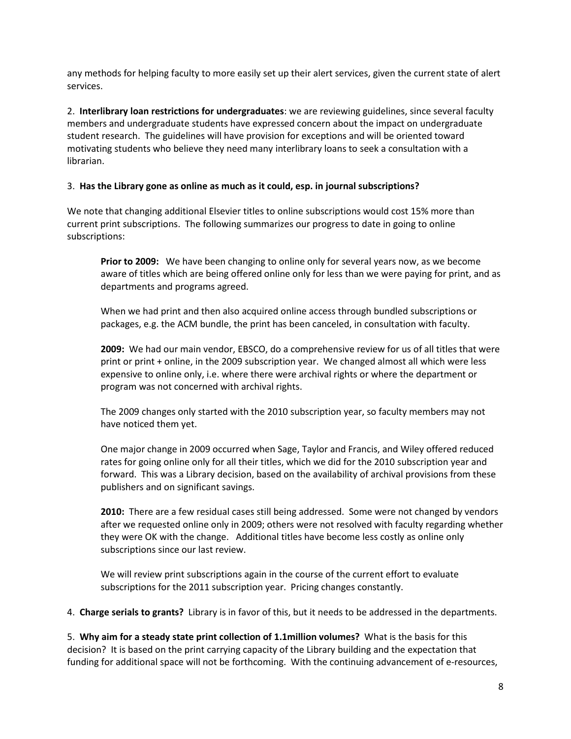any methods for helping faculty to more easily set up their alert services, given the current state of alert services.

2. **Interlibrary loan restrictions for undergraduates**: we are reviewing guidelines, since several faculty members and undergraduate students have expressed concern about the impact on undergraduate student research. The guidelines will have provision for exceptions and will be oriented toward motivating students who believe they need many interlibrary loans to seek a consultation with a librarian.

3. **Has the Library gone as online as much as it could, esp. in journal subscriptions?**

We note that changing additional Elsevier titles to online subscriptions would cost 15% more than current print subscriptions. The following summarizes our progress to date in going to online subscriptions:

> **Prior to 2009:** We have been changing to online only for several years now, as we become aware of titles which are being offered online only for less than we were paying for print, and as departments and programs agreed.
>
> When we had print and then also acquired online access through bundled subscriptions or packages, e.g. the ACM bundle, the print has been canceled, in consultation with faculty.
>
> **2009:** We had our main vendor, EBSCO, do a comprehensive review for us of all titles that were print or print + online, in the 2009 subscription year. We changed almost all which were less expensive to online only, i.e. where there were archival rights or where the department or program was not concerned with archival rights.
>
> The 2009 changes only started with the 2010 subscription year, so faculty members may not have noticed them yet.
>
> One major change in 2009 occurred when Sage, Taylor and Francis, and Wiley offered reduced rates for going online only for all their titles, which we did for the 2010 subscription year and forward. This was a Library decision, based on the availability of archival provisions from these publishers and on significant savings.
>
> **2010:** There are a few residual cases still being addressed. Some were not changed by vendors after we requested online only in 2009; others were not resolved with faculty regarding whether they were OK with the change. Additional titles have become less costly as online only subscriptions since our last review.
>
> We will review print subscriptions again in the course of the current effort to evaluate subscriptions for the 2011 subscription year. Pricing changes constantly.

4. **Charge serials to grants?** Library is in favor of this, but it needs to be addressed in the departments.

5. **Why aim for a steady state print collection of 1.1million volumes?** What is the basis for this decision? It is based on the print carrying capacity of the Library building and the expectation that funding for additional space will not be forthcoming. With the continuing advancement of e-resources,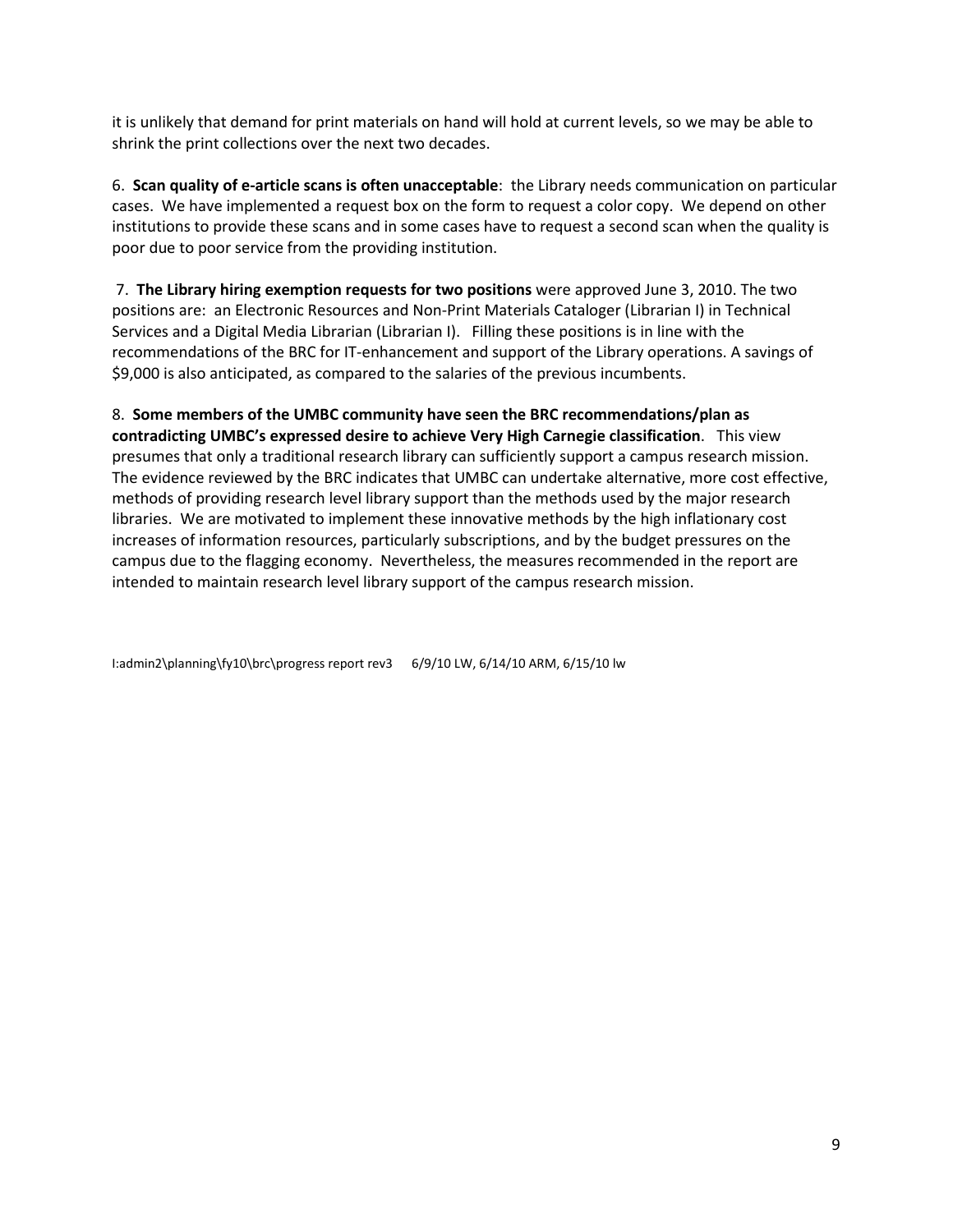it is unlikely that demand for print materials on hand will hold at current levels, so we may be able to shrink the print collections over the next two decades.

6. **Scan quality of e-article scans is often unacceptable**: the Library needs communication on particular cases. We have implemented a request box on the form to request a color copy. We depend on other institutions to provide these scans and in some cases have to request a second scan when the quality is poor due to poor service from the providing institution.

7. **The Library hiring exemption requests for two positions** were approved June 3, 2010. The two positions are: an Electronic Resources and Non-Print Materials Cataloger (Librarian I) in Technical Services and a Digital Media Librarian (Librarian I). Filling these positions is in line with the recommendations of the BRC for IT-enhancement and support of the Library operations. A savings of $9,000 is also anticipated, as compared to the salaries of the previous incumbents.

8. **Some members of the UMBC community have seen the BRC recommendations/plan as contradicting UMBC's expressed desire to achieve Very High Carnegie classification**. This view presumes that only a traditional research library can sufficiently support a campus research mission. The evidence reviewed by the BRC indicates that UMBC can undertake alternative, more cost effective, methods of providing research level library support than the methods used by the major research libraries. We are motivated to implement these innovative methods by the high inflationary cost increases of information resources, particularly subscriptions, and by the budget pressures on the campus due to the flagging economy. Nevertheless, the measures recommended in the report are intended to maintain research level library support of the campus research mission.

I:admin2\planning\fy10\brc\progress report rev3 6/9/10 LW, 6/14/10 ARM, 6/15/10 lw